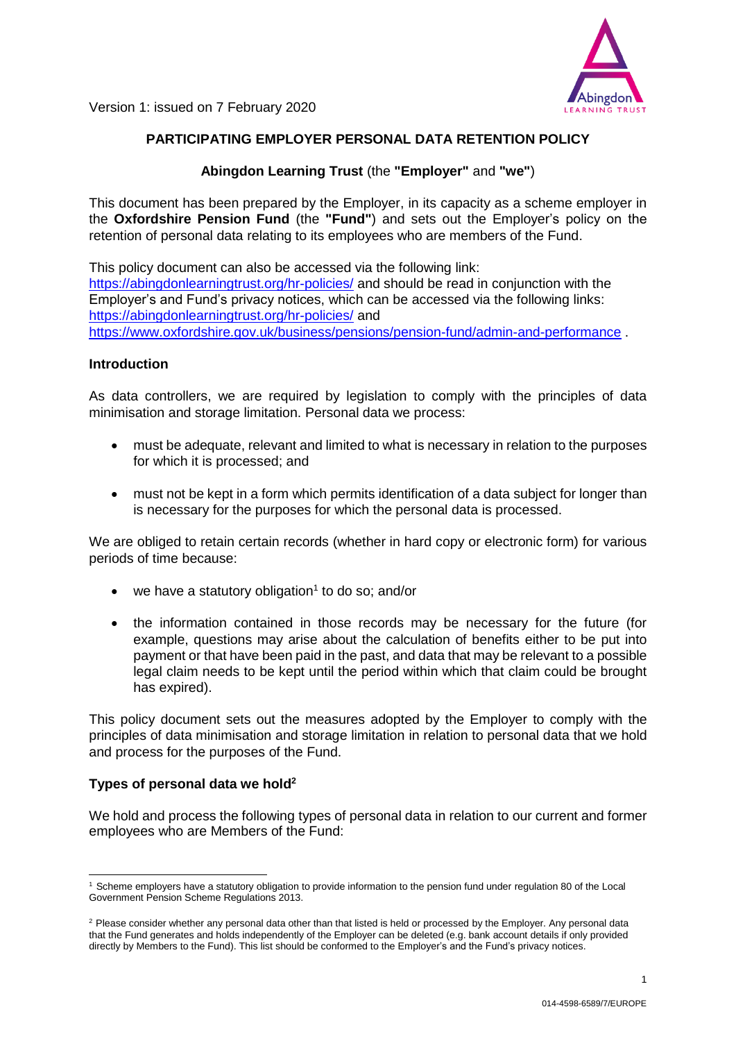Version 1: issued on 7 February 2020

# PARTICIPATING EMPLOYER PERSONAL DATA RETENTION POLICY

## Abingdon Learning Trust (the "Employer" and "we")

This document has been prepared by the Employer, in its capacity as a scheme employer in the **Oxfordshire Pension Fund** (the **"Fund"**) and sets out the Employer's policy on the retention of personal data relating to its employees who are members of the Fund.

This policy document can also be accessed via the following link: https://abingdonlearningtrust.org/hr-policies/ and should be read in conjunction with the Employer's and Fund's privacy notices, which can be accessed via the following links: https://abingdonlearningtrust.org/hr-policies/ and https://www.oxfordshire.gov.uk/business/pensions/pension-fund/admin-and-performance .

### Introduction

As data controllers, we are required by legislation to comply with the principles of data minimisation and storage limitation. Personal data we process:

- must be adequate, relevant and limited to what is necessary in relation to the purposes for which it is processed; and
- must not be kept in a form which permits identification of a data subject for longer than is necessary for the purposes for which the personal data is processed.

We are obliged to retain certain records (whether in hard copy or electronic form) for various periods of time because:

- we have a statutory obligation[1] to do so; and/or
- the information contained in those records may be necessary for the future (for example, questions may arise about the calculation of benefits either to be put into payment or that have been paid in the past, and data that may be relevant to a possible legal claim needs to be kept until the period within which that claim could be brought has expired).

This policy document sets out the measures adopted by the Employer to comply with the principles of data minimisation and storage limitation in relation to personal data that we hold and process for the purposes of the Fund.

### Types of personal data we hold[2]

We hold and process the following types of personal data in relation to our current and former employees who are Members of the Fund:

---

[1] Scheme employers have a statutory obligation to provide information to the pension fund under regulation 80 of the Local Government Pension Scheme Regulations 2013.

[2] Please consider whether any personal data other than that listed is held or processed by the Employer. Any personal data that the Fund generates and holds independently of the Employer can be deleted (e.g. bank account details if only provided directly by Members to the Fund). This list should be conformed to the Employer's and the Fund's privacy notices.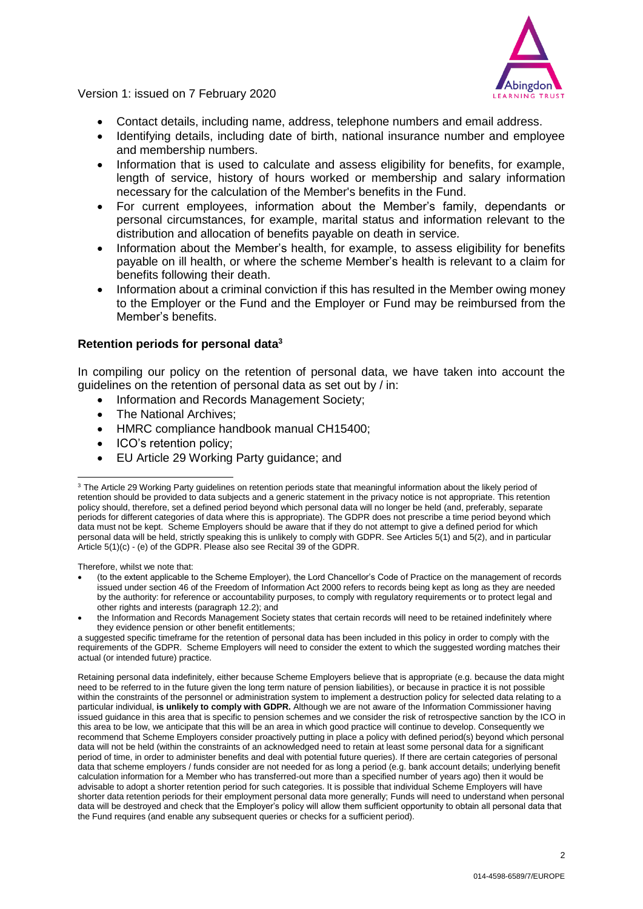- Contact details, including name, address, telephone numbers and email address.
- Identifying details, including date of birth, national insurance number and employee and membership numbers.
- Information that is used to calculate and assess eligibility for benefits, for example, length of service, history of hours worked or membership and salary information necessary for the calculation of the Member's benefits in the Fund.
- For current employees, information about the Member's family, dependants or personal circumstances, for example, marital status and information relevant to the distribution and allocation of benefits payable on death in service.
- Information about the Member's health, for example, to assess eligibility for benefits payable on ill health, or where the scheme Member's health is relevant to a claim for benefits following their death.
- Information about a criminal conviction if this has resulted in the Member owing money to the Employer or the Fund and the Employer or Fund may be reimbursed from the Member's benefits.

## Retention periods for personal data[3]

In compiling our policy on the retention of personal data, we have taken into account the guidelines on the retention of personal data as set out by / in:

- Information and Records Management Society;
- The National Archives;
- HMRC compliance handbook manual CH15400;
- ICO's retention policy;
- EU Article 29 Working Party guidance; and

[3] The Article 29 Working Party guidelines on retention periods state that meaningful information about the likely period of retention should be provided to data subjects and a generic statement in the privacy notice is not appropriate. This retention policy should, therefore, set a defined period beyond which personal data will no longer be held (and, preferably, separate periods for different categories of data where this is appropriate). The GDPR does not prescribe a time period beyond which data must not be kept. Scheme Employers should be aware that if they do not attempt to give a defined period for which personal data will be held, strictly speaking this is unlikely to comply with GDPR. See Articles 5(1) and 5(2), and in particular Article 5(1)(c) - (e) of the GDPR. Please also see Recital 39 of the GDPR.

Therefore, whilst we note that:

- (to the extent applicable to the Scheme Employer), the Lord Chancellor's Code of Practice on the management of records issued under section 46 of the Freedom of Information Act 2000 refers to records being kept as long as they are needed by the authority: for reference or accountability purposes, to comply with regulatory requirements or to protect legal and other rights and interests (paragraph 12.2); and
- the Information and Records Management Society states that certain records will need to be retained indefinitely where they evidence pension or other benefit entitlements;

a suggested specific timeframe for the retention of personal data has been included in this policy in order to comply with the requirements of the GDPR. Scheme Employers will need to consider the extent to which the suggested wording matches their actual (or intended future) practice.

Retaining personal data indefinitely, either because Scheme Employers believe that is appropriate (e.g. because the data might need to be referred to in the future given the long term nature of pension liabilities), or because in practice it is not possible within the constraints of the personnel or administration system to implement a destruction policy for selected data relating to a particular individual, **is unlikely to comply with GDPR.** Although we are not aware of the Information Commissioner having issued guidance in this area that is specific to pension schemes and we consider the risk of retrospective sanction by the ICO in this area to be low, we anticipate that this will be an area in which good practice will continue to develop. Consequently we recommend that Scheme Employers consider proactively putting in place a policy with defined period(s) beyond which personal data will not be held (within the constraints of an acknowledged need to retain at least some personal data for a significant period of time, in order to administer benefits and deal with potential future queries). If there are certain categories of personal data that scheme employers / funds consider are not needed for as long a period (e.g. bank account details; underlying benefit calculation information for a Member who has transferred-out more than a specified number of years ago) then it would be advisable to adopt a shorter retention period for such categories. It is possible that individual Scheme Employers will have shorter data retention periods for their employment personal data more generally; Funds will need to understand when personal data will be destroyed and check that the Employer's policy will allow them sufficient opportunity to obtain all personal data that the Fund requires (and enable any subsequent queries or checks for a sufficient period).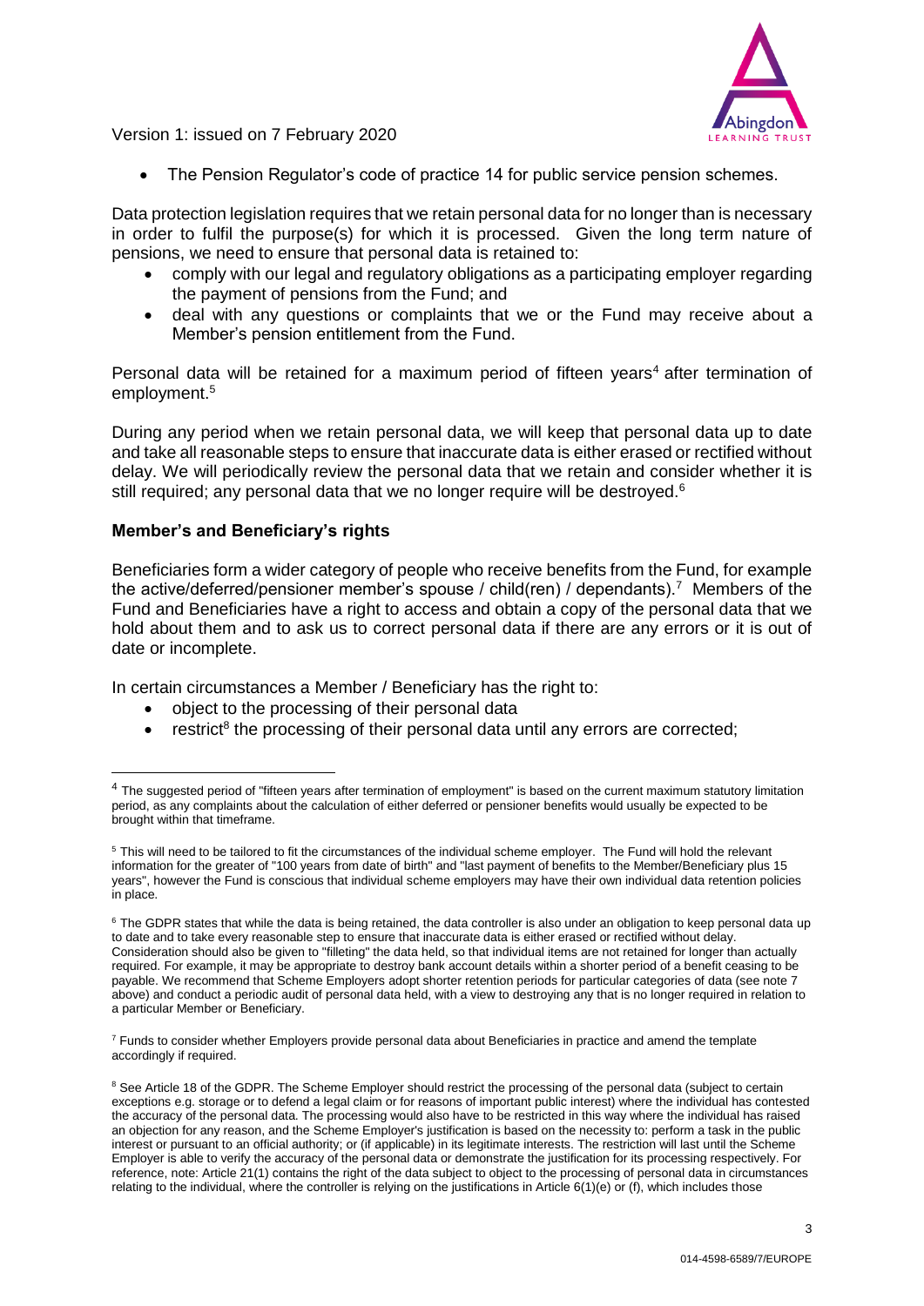- The Pension Regulator's code of practice 14 for public service pension schemes.

Data protection legislation requires that we retain personal data for no longer than is necessary in order to fulfil the purpose(s) for which it is processed. Given the long term nature of pensions, we need to ensure that personal data is retained to:

- comply with our legal and regulatory obligations as a participating employer regarding the payment of pensions from the Fund; and
- deal with any questions or complaints that we or the Fund may receive about a Member's pension entitlement from the Fund.

Personal data will be retained for a maximum period of fifteen years[4] after termination of employment.[5]

During any period when we retain personal data, we will keep that personal data up to date and take all reasonable steps to ensure that inaccurate data is either erased or rectified without delay. We will periodically review the personal data that we retain and consider whether it is still required; any personal data that we no longer require will be destroyed.[6]

**Member's and Beneficiary's rights**

Beneficiaries form a wider category of people who receive benefits from the Fund, for example the active/deferred/pensioner member's spouse / child(ren) / dependants).[7] Members of the Fund and Beneficiaries have a right to access and obtain a copy of the personal data that we hold about them and to ask us to correct personal data if there are any errors or it is out of date or incomplete.

In certain circumstances a Member / Beneficiary has the right to:

- object to the processing of their personal data
- restrict[8] the processing of their personal data until any errors are corrected;

---

[4] The suggested period of "fifteen years after termination of employment" is based on the current maximum statutory limitation period, as any complaints about the calculation of either deferred or pensioner benefits would usually be expected to be brought within that timeframe.

[5] This will need to be tailored to fit the circumstances of the individual scheme employer. The Fund will hold the relevant information for the greater of "100 years from date of birth" and "last payment of benefits to the Member/Beneficiary plus 15 years", however the Fund is conscious that individual scheme employers may have their own individual data retention policies in place.

[6] The GDPR states that while the data is being retained, the data controller is also under an obligation to keep personal data up to date and to take every reasonable step to ensure that inaccurate data is either erased or rectified without delay. Consideration should also be given to "filleting" the data held, so that individual items are not retained for longer than actually required. For example, it may be appropriate to destroy bank account details within a shorter period of a benefit ceasing to be payable. We recommend that Scheme Employers adopt shorter retention periods for particular categories of data (see note 7 above) and conduct a periodic audit of personal data held, with a view to destroying any that is no longer required in relation to a particular Member or Beneficiary.

[7] Funds to consider whether Employers provide personal data about Beneficiaries in practice and amend the template accordingly if required.

[8] See Article 18 of the GDPR. The Scheme Employer should restrict the processing of the personal data (subject to certain exceptions e.g. storage or to defend a legal claim or for reasons of important public interest) where the individual has contested the accuracy of the personal data. The processing would also have to be restricted in this way where the individual has raised an objection for any reason, and the Scheme Employer's justification is based on the necessity to: perform a task in the public interest or pursuant to an official authority; or (if applicable) in its legitimate interests. The restriction will last until the Scheme Employer is able to verify the accuracy of the personal data or demonstrate the justification for its processing respectively. For reference, note: Article 21(1) contains the right of the data subject to object to the processing of personal data in circumstances relating to the individual, where the controller is relying on the justifications in Article 6(1)(e) or (f), which includes those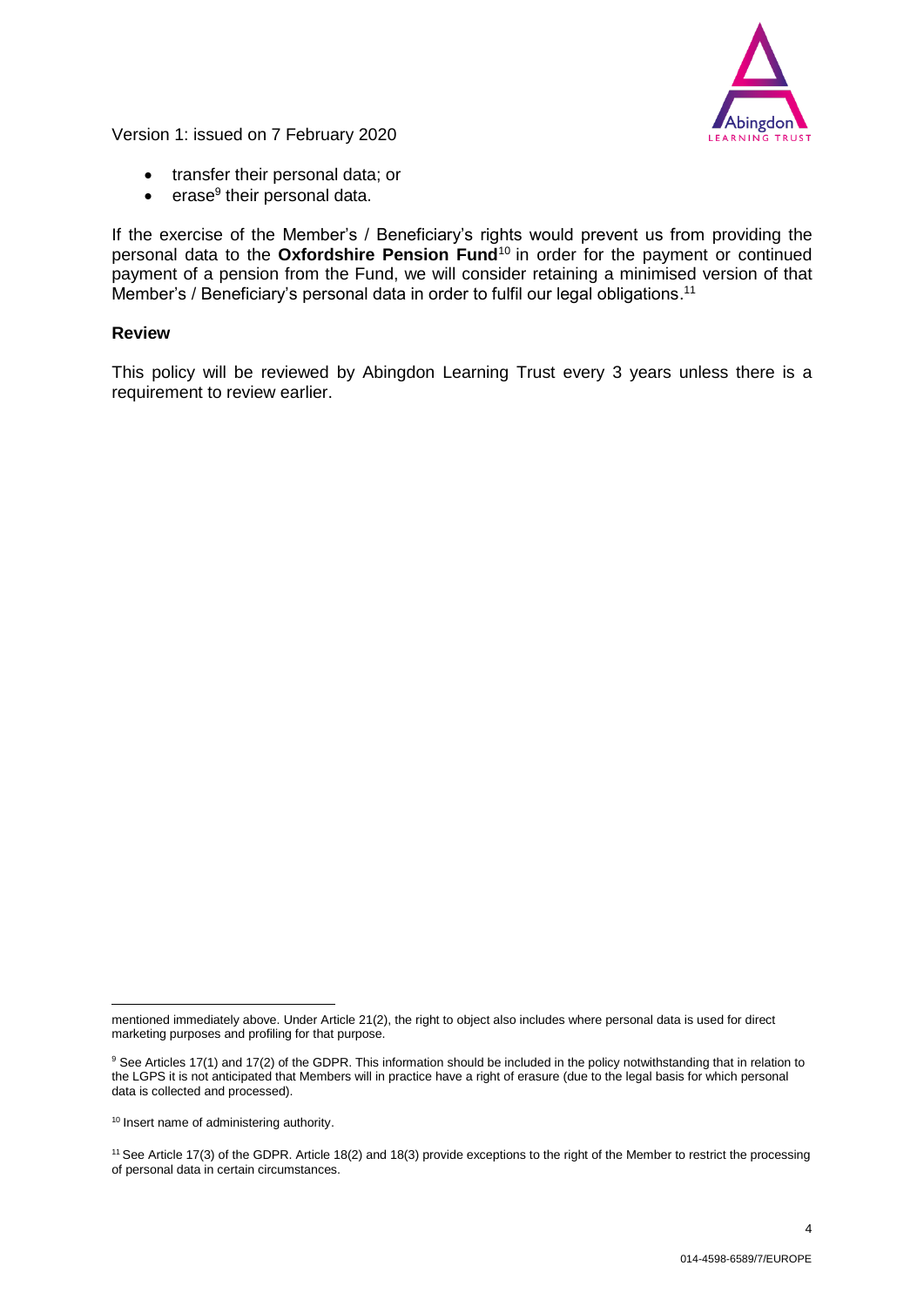- transfer their personal data; or
- erase[9] their personal data.

If the exercise of the Member's / Beneficiary's rights would prevent us from providing the personal data to the **Oxfordshire Pension Fund**[10] in order for the payment or continued payment of a pension from the Fund, we will consider retaining a minimised version of that Member's / Beneficiary's personal data in order to fulfil our legal obligations.[11]

### Review

This policy will be reviewed by Abingdon Learning Trust every 3 years unless there is a requirement to review earlier.

---

mentioned immediately above. Under Article 21(2), the right to object also includes where personal data is used for direct marketing purposes and profiling for that purpose.

[9] See Articles 17(1) and 17(2) of the GDPR. This information should be included in the policy notwithstanding that in relation to the LGPS it is not anticipated that Members will in practice have a right of erasure (due to the legal basis for which personal data is collected and processed).

[10] Insert name of administering authority.

[11] See Article 17(3) of the GDPR. Article 18(2) and 18(3) provide exceptions to the right of the Member to restrict the processing of personal data in certain circumstances.